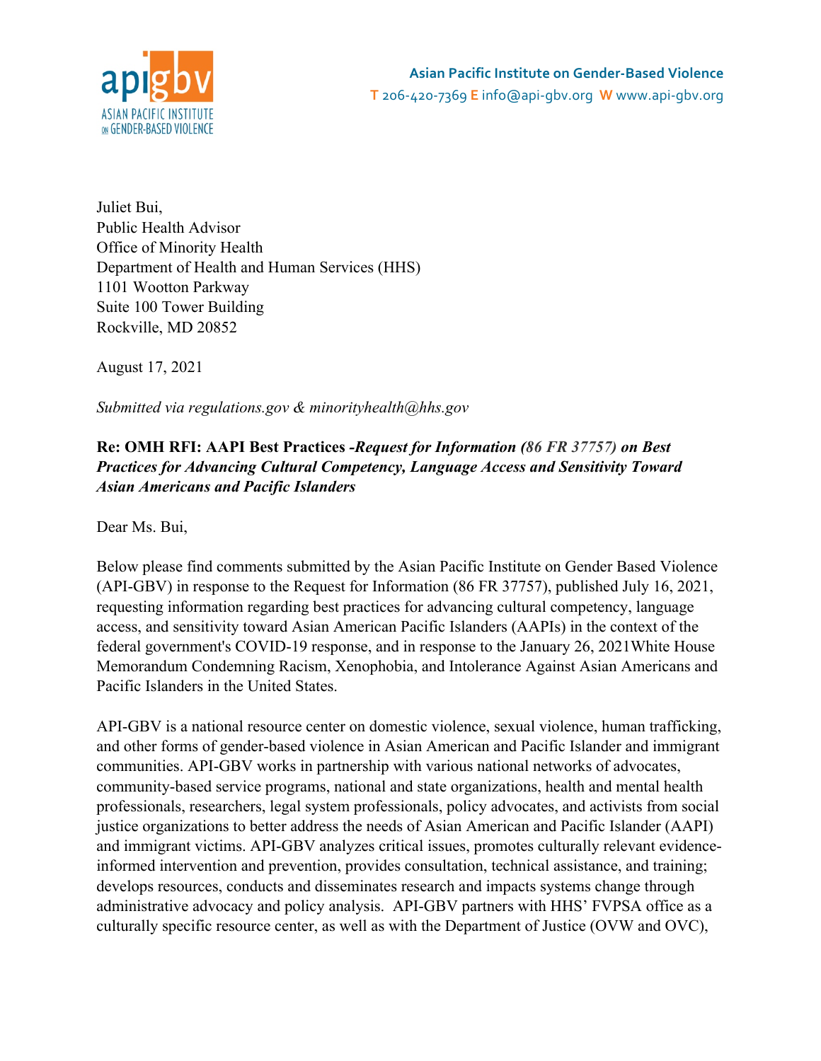**Asian Pacific Institute on Gender-Based Violence**
T 206-420-7369 E info@api-gbv.org W www.api-gbv.org

Juliet Bui,
Public Health Advisor
Office of Minority Health
Department of Health and Human Services (HHS)
1101 Wootton Parkway
Suite 100 Tower Building
Rockville, MD 20852

August 17, 2021

*Submitted via regulations.gov & minorityhealth@hhs.gov*

**Re: OMH RFI: AAPI Best Practices -*Request for Information (86 FR 37757) on Best Practices for Advancing Cultural Competency, Language Access and Sensitivity Toward Asian Americans and Pacific Islanders***

Dear Ms. Bui,

Below please find comments submitted by the Asian Pacific Institute on Gender Based Violence (API-GBV) in response to the Request for Information (86 FR 37757), published July 16, 2021, requesting information regarding best practices for advancing cultural competency, language access, and sensitivity toward Asian American Pacific Islanders (AAPIs) in the context of the federal government's COVID-19 response, and in response to the January 26, 2021White House Memorandum Condemning Racism, Xenophobia, and Intolerance Against Asian Americans and Pacific Islanders in the United States.

API-GBV is a national resource center on domestic violence, sexual violence, human trafficking, and other forms of gender-based violence in Asian American and Pacific Islander and immigrant communities. API-GBV works in partnership with various national networks of advocates, community-based service programs, national and state organizations, health and mental health professionals, researchers, legal system professionals, policy advocates, and activists from social justice organizations to better address the needs of Asian American and Pacific Islander (AAPI) and immigrant victims. API-GBV analyzes critical issues, promotes culturally relevant evidence-informed intervention and prevention, provides consultation, technical assistance, and training; develops resources, conducts and disseminates research and impacts systems change through administrative advocacy and policy analysis. API-GBV partners with HHS' FVPSA office as a culturally specific resource center, as well as with the Department of Justice (OVW and OVC),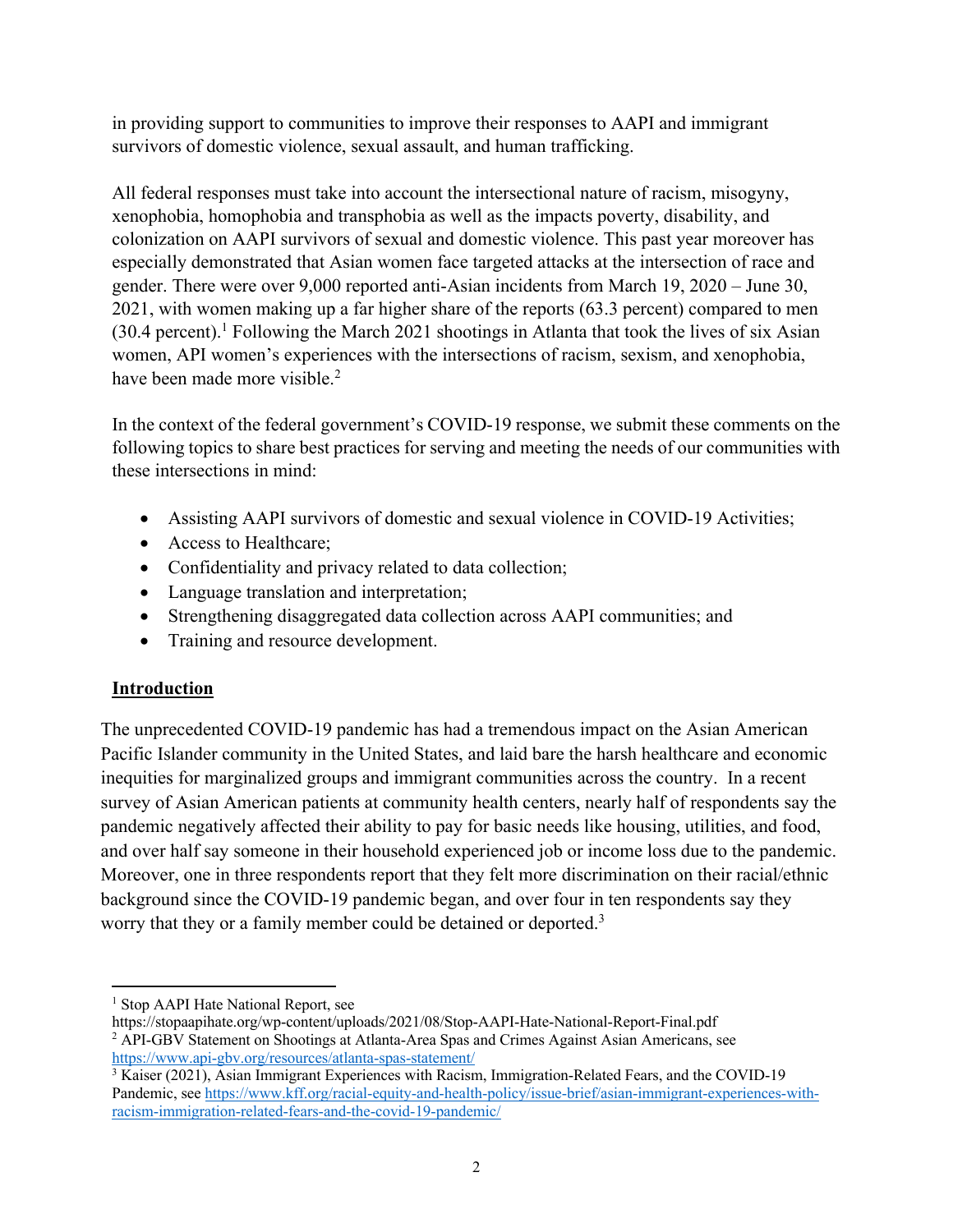in providing support to communities to improve their responses to AAPI and immigrant survivors of domestic violence, sexual assault, and human trafficking.

All federal responses must take into account the intersectional nature of racism, misogyny, xenophobia, homophobia and transphobia as well as the impacts poverty, disability, and colonization on AAPI survivors of sexual and domestic violence. This past year moreover has especially demonstrated that Asian women face targeted attacks at the intersection of race and gender. There were over 9,000 reported anti-Asian incidents from March 19, 2020 – June 30, 2021, with women making up a far higher share of the reports (63.3 percent) compared to men (30.4 percent).[1] Following the March 2021 shootings in Atlanta that took the lives of six Asian women, API women's experiences with the intersections of racism, sexism, and xenophobia, have been made more visible.[2]

In the context of the federal government's COVID-19 response, we submit these comments on the following topics to share best practices for serving and meeting the needs of our communities with these intersections in mind:

- Assisting AAPI survivors of domestic and sexual violence in COVID-19 Activities;
- Access to Healthcare;
- Confidentiality and privacy related to data collection;
- Language translation and interpretation;
- Strengthening disaggregated data collection across AAPI communities; and
- Training and resource development.

## Introduction

The unprecedented COVID-19 pandemic has had a tremendous impact on the Asian American Pacific Islander community in the United States, and laid bare the harsh healthcare and economic inequities for marginalized groups and immigrant communities across the country. In a recent survey of Asian American patients at community health centers, nearly half of respondents say the pandemic negatively affected their ability to pay for basic needs like housing, utilities, and food, and over half say someone in their household experienced job or income loss due to the pandemic. Moreover, one in three respondents report that they felt more discrimination on their racial/ethnic background since the COVID-19 pandemic began, and over four in ten respondents say they worry that they or a family member could be detained or deported.[3]

---

[1] Stop AAPI Hate National Report, see https://stopaapihate.org/wp-content/uploads/2021/08/Stop-AAPI-Hate-National-Report-Final.pdf

[2] API-GBV Statement on Shootings at Atlanta-Area Spas and Crimes Against Asian Americans, see https://www.api-gbv.org/resources/atlanta-spas-statement/

[3] Kaiser (2021), Asian Immigrant Experiences with Racism, Immigration-Related Fears, and the COVID-19 Pandemic, see https://www.kff.org/racial-equity-and-health-policy/issue-brief/asian-immigrant-experiences-with-racism-immigration-related-fears-and-the-covid-19-pandemic/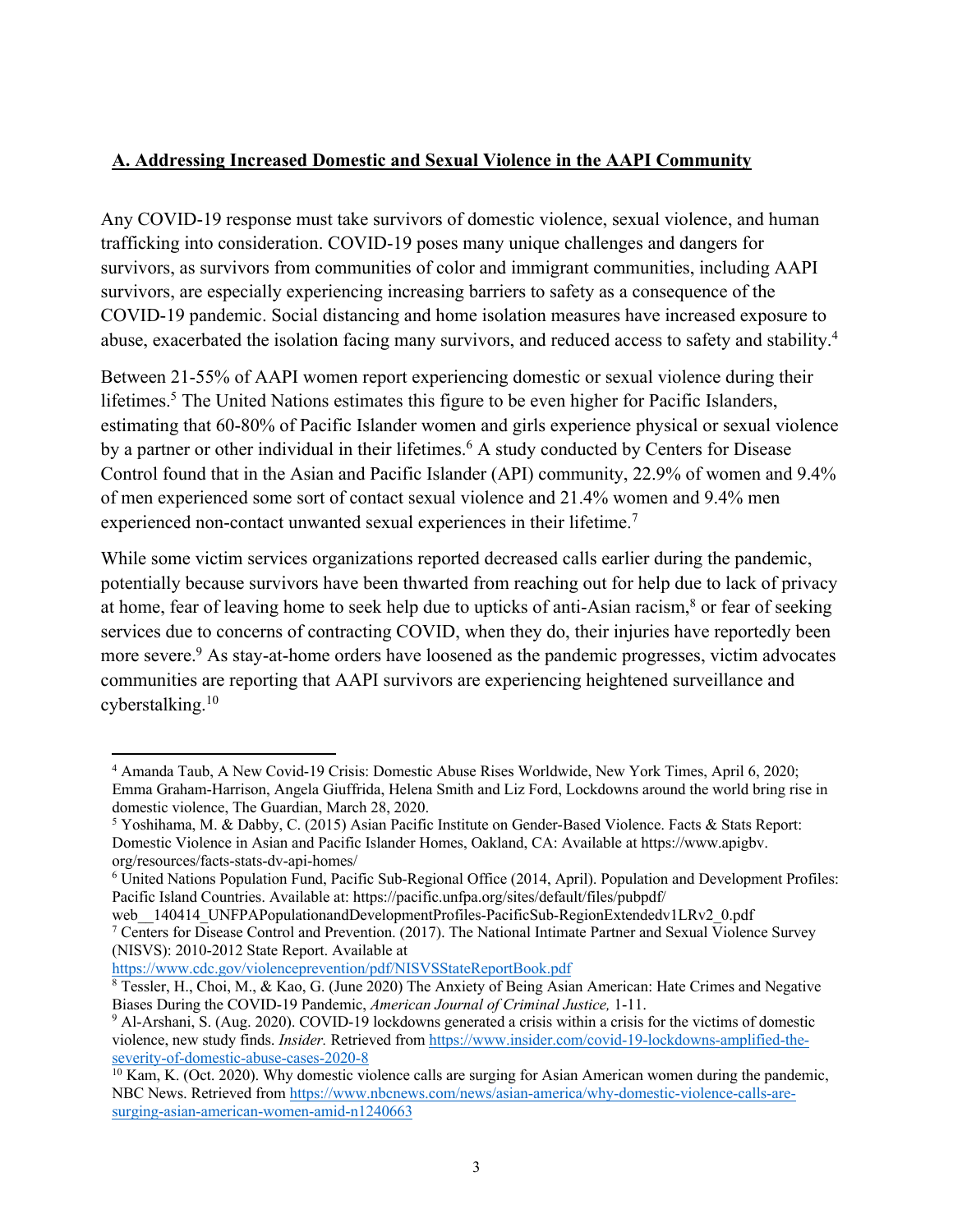## A. Addressing Increased Domestic and Sexual Violence in the AAPI Community

Any COVID-19 response must take survivors of domestic violence, sexual violence, and human trafficking into consideration. COVID-19 poses many unique challenges and dangers for survivors, as survivors from communities of color and immigrant communities, including AAPI survivors, are especially experiencing increasing barriers to safety as a consequence of the COVID-19 pandemic. Social distancing and home isolation measures have increased exposure to abuse, exacerbated the isolation facing many survivors, and reduced access to safety and stability.[4]

Between 21-55% of AAPI women report experiencing domestic or sexual violence during their lifetimes.[5] The United Nations estimates this figure to be even higher for Pacific Islanders, estimating that 60-80% of Pacific Islander women and girls experience physical or sexual violence by a partner or other individual in their lifetimes.[6] A study conducted by Centers for Disease Control found that in the Asian and Pacific Islander (API) community, 22.9% of women and 9.4% of men experienced some sort of contact sexual violence and 21.4% women and 9.4% men experienced non-contact unwanted sexual experiences in their lifetime.[7]

While some victim services organizations reported decreased calls earlier during the pandemic, potentially because survivors have been thwarted from reaching out for help due to lack of privacy at home, fear of leaving home to seek help due to upticks of anti-Asian racism,[8] or fear of seeking services due to concerns of contracting COVID, when they do, their injuries have reportedly been more severe.[9] As stay-at-home orders have loosened as the pandemic progresses, victim advocates communities are reporting that AAPI survivors are experiencing heightened surveillance and cyberstalking.[10]

---

[4] Amanda Taub, A New Covid-19 Crisis: Domestic Abuse Rises Worldwide, New York Times, April 6, 2020; Emma Graham-Harrison, Angela Giuffrida, Helena Smith and Liz Ford, Lockdowns around the world bring rise in domestic violence, The Guardian, March 28, 2020.

[5] Yoshihama, M. & Dabby, C. (2015) Asian Pacific Institute on Gender-Based Violence. Facts & Stats Report: Domestic Violence in Asian and Pacific Islander Homes, Oakland, CA: Available at https://www.apigbv.org/resources/facts-stats-dv-api-homes/

[6] United Nations Population Fund, Pacific Sub-Regional Office (2014, April). Population and Development Profiles: Pacific Island Countries. Available at: https://pacific.unfpa.org/sites/default/files/pubpdf/web__140414_UNFPAPopulationandDevelopmentProfiles-PacificSub-RegionExtendedv1LRv2_0.pdf

[7] Centers for Disease Control and Prevention. (2017). The National Intimate Partner and Sexual Violence Survey (NISVS): 2010-2012 State Report. Available at https://www.cdc.gov/violenceprevention/pdf/NISVSStateReportBook.pdf

[8] Tessler, H., Choi, M., & Kao, G. (June 2020) The Anxiety of Being Asian American: Hate Crimes and Negative Biases During the COVID-19 Pandemic, *American Journal of Criminal Justice,* 1-11.

[9] Al-Arshani, S. (Aug. 2020). COVID-19 lockdowns generated a crisis within a crisis for the victims of domestic violence, new study finds. *Insider.* Retrieved from https://www.insider.com/covid-19-lockdowns-amplified-the-severity-of-domestic-abuse-cases-2020-8

[10] Kam, K. (Oct. 2020). Why domestic violence calls are surging for Asian American women during the pandemic, NBC News. Retrieved from https://www.nbcnews.com/news/asian-america/why-domestic-violence-calls-are-surging-asian-american-women-amid-n1240663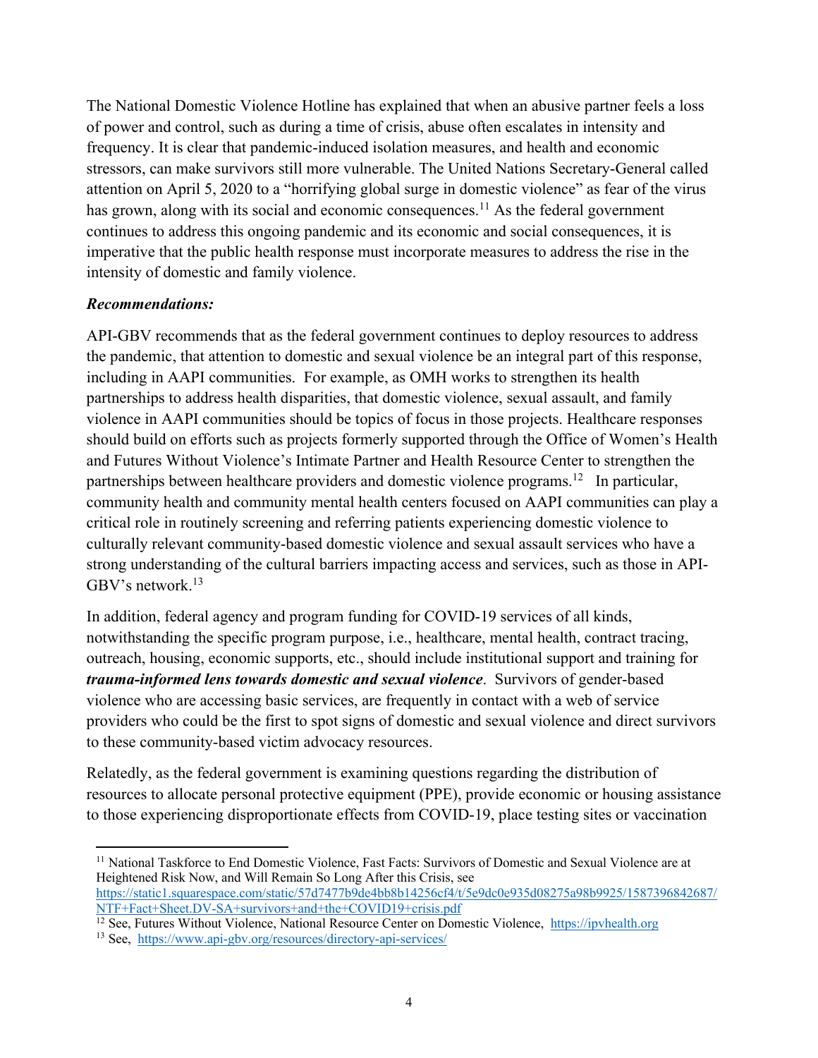The National Domestic Violence Hotline has explained that when an abusive partner feels a loss of power and control, such as during a time of crisis, abuse often escalates in intensity and frequency. It is clear that pandemic-induced isolation measures, and health and economic stressors, can make survivors still more vulnerable. The United Nations Secretary-General called attention on April 5, 2020 to a "horrifying global surge in domestic violence" as fear of the virus has grown, along with its social and economic consequences.[11] As the federal government continues to address this ongoing pandemic and its economic and social consequences, it is imperative that the public health response must incorporate measures to address the rise in the intensity of domestic and family violence.

***Recommendations:***

API-GBV recommends that as the federal government continues to deploy resources to address the pandemic, that attention to domestic and sexual violence be an integral part of this response, including in AAPI communities. For example, as OMH works to strengthen its health partnerships to address health disparities, that domestic violence, sexual assault, and family violence in AAPI communities should be topics of focus in those projects. Healthcare responses should build on efforts such as projects formerly supported through the Office of Women's Health and Futures Without Violence's Intimate Partner and Health Resource Center to strengthen the partnerships between healthcare providers and domestic violence programs.[12] In particular, community health and community mental health centers focused on AAPI communities can play a critical role in routinely screening and referring patients experiencing domestic violence to culturally relevant community-based domestic violence and sexual assault services who have a strong understanding of the cultural barriers impacting access and services, such as those in API-GBV's network.[13]

In addition, federal agency and program funding for COVID-19 services of all kinds, notwithstanding the specific program purpose, i.e., healthcare, mental health, contract tracing, outreach, housing, economic supports, etc., should include institutional support and training for ***trauma-informed lens towards domestic and sexual violence***. Survivors of gender-based violence who are accessing basic services, are frequently in contact with a web of service providers who could be the first to spot signs of domestic and sexual violence and direct survivors to these community-based victim advocacy resources.

Relatedly, as the federal government is examining questions regarding the distribution of resources to allocate personal protective equipment (PPE), provide economic or housing assistance to those experiencing disproportionate effects from COVID-19, place testing sites or vaccination

[11] National Taskforce to End Domestic Violence, Fast Facts: Survivors of Domestic and Sexual Violence are at Heightened Risk Now, and Will Remain So Long After this Crisis, see https://static1.squarespace.com/static/57d7477b9de4bb8b14256cf4/t/5e9dc0e935d08275a98b9925/1587396842687/NTF+Fact+Sheet.DV-SA+survivors+and+the+COVID19+crisis.pdf

[12] See, Futures Without Violence, National Resource Center on Domestic Violence, https://ipvhealth.org

[13] See, https://www.api-gbv.org/resources/directory-api-services/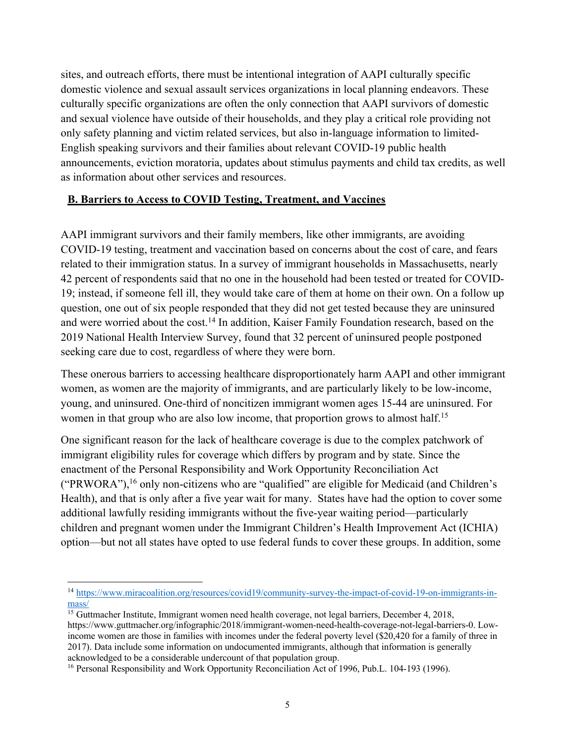sites, and outreach efforts, there must be intentional integration of AAPI culturally specific domestic violence and sexual assault services organizations in local planning endeavors. These culturally specific organizations are often the only connection that AAPI survivors of domestic and sexual violence have outside of their households, and they play a critical role providing not only safety planning and victim related services, but also in-language information to limited-English speaking survivors and their families about relevant COVID-19 public health announcements, eviction moratoria, updates about stimulus payments and child tax credits, as well as information about other services and resources.

## B. Barriers to Access to COVID Testing, Treatment, and Vaccines

AAPI immigrant survivors and their family members, like other immigrants, are avoiding COVID-19 testing, treatment and vaccination based on concerns about the cost of care, and fears related to their immigration status. In a survey of immigrant households in Massachusetts, nearly 42 percent of respondents said that no one in the household had been tested or treated for COVID-19; instead, if someone fell ill, they would take care of them at home on their own. On a follow up question, one out of six people responded that they did not get tested because they are uninsured and were worried about the cost.[14] In addition, Kaiser Family Foundation research, based on the 2019 National Health Interview Survey, found that 32 percent of uninsured people postponed seeking care due to cost, regardless of where they were born.

These onerous barriers to accessing healthcare disproportionately harm AAPI and other immigrant women, as women are the majority of immigrants, and are particularly likely to be low-income, young, and uninsured. One-third of noncitizen immigrant women ages 15-44 are uninsured. For women in that group who are also low income, that proportion grows to almost half.[15]

One significant reason for the lack of healthcare coverage is due to the complex patchwork of immigrant eligibility rules for coverage which differs by program and by state. Since the enactment of the Personal Responsibility and Work Opportunity Reconciliation Act ("PRWORA"),[16] only non-citizens who are "qualified" are eligible for Medicaid (and Children's Health), and that is only after a five year wait for many. States have had the option to cover some additional lawfully residing immigrants without the five-year waiting period—particularly children and pregnant women under the Immigrant Children's Health Improvement Act (ICHIA) option—but not all states have opted to use federal funds to cover these groups. In addition, some

---

[14] https://www.miracoalition.org/resources/covid19/community-survey-the-impact-of-covid-19-on-immigrants-in-mass/

[15] Guttmacher Institute, Immigrant women need health coverage, not legal barriers, December 4, 2018, https://www.guttmacher.org/infographic/2018/immigrant-women-need-health-coverage-not-legal-barriers-0. Low-income women are those in families with incomes under the federal poverty level ($20,420 for a family of three in 2017). Data include some information on undocumented immigrants, although that information is generally acknowledged to be a considerable undercount of that population group.

[16] Personal Responsibility and Work Opportunity Reconciliation Act of 1996, Pub.L. 104-193 (1996).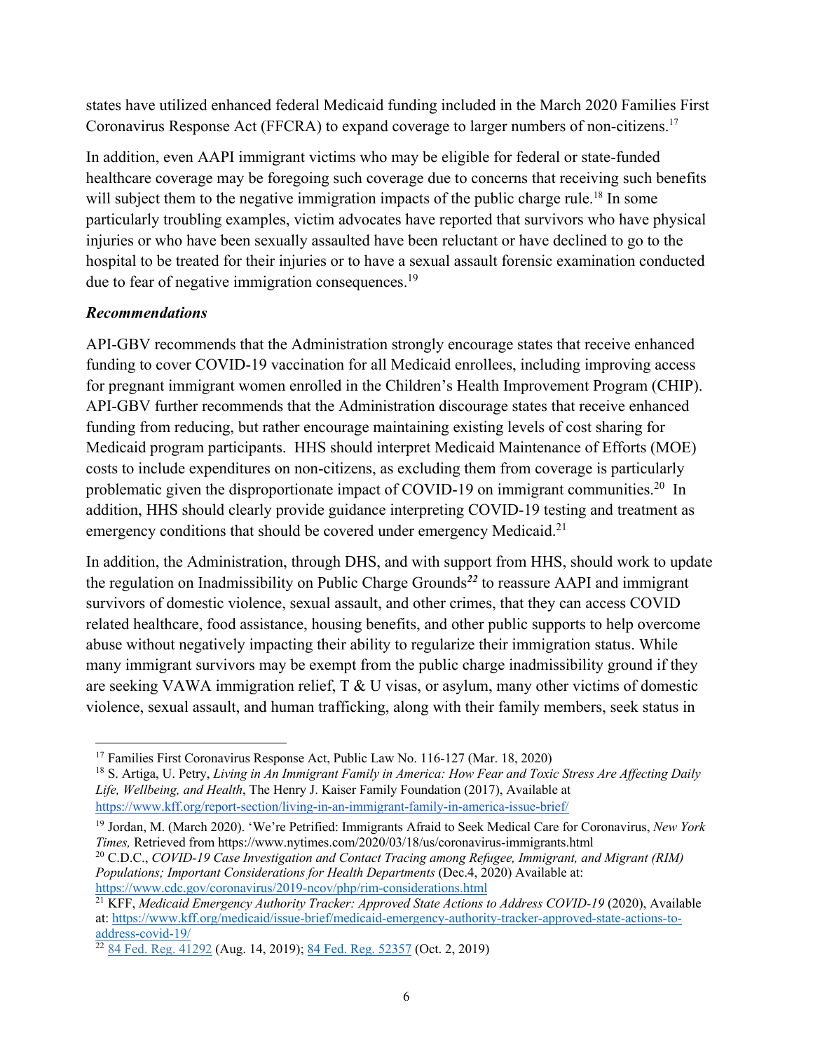states have utilized enhanced federal Medicaid funding included in the March 2020 Families First Coronavirus Response Act (FFCRA) to expand coverage to larger numbers of non-citizens.[17]

In addition, even AAPI immigrant victims who may be eligible for federal or state-funded healthcare coverage may be foregoing such coverage due to concerns that receiving such benefits will subject them to the negative immigration impacts of the public charge rule.[18] In some particularly troubling examples, victim advocates have reported that survivors who have physical injuries or who have been sexually assaulted have been reluctant or have declined to go to the hospital to be treated for their injuries or to have a sexual assault forensic examination conducted due to fear of negative immigration consequences.[19]

***Recommendations***

API-GBV recommends that the Administration strongly encourage states that receive enhanced funding to cover COVID-19 vaccination for all Medicaid enrollees, including improving access for pregnant immigrant women enrolled in the Children's Health Improvement Program (CHIP). API-GBV further recommends that the Administration discourage states that receive enhanced funding from reducing, but rather encourage maintaining existing levels of cost sharing for Medicaid program participants. HHS should interpret Medicaid Maintenance of Efforts (MOE) costs to include expenditures on non-citizens, as excluding them from coverage is particularly problematic given the disproportionate impact of COVID-19 on immigrant communities.[20] In addition, HHS should clearly provide guidance interpreting COVID-19 testing and treatment as emergency conditions that should be covered under emergency Medicaid.[21]

In addition, the Administration, through DHS, and with support from HHS, should work to update the regulation on Inadmissibility on Public Charge Grounds[22] to reassure AAPI and immigrant survivors of domestic violence, sexual assault, and other crimes, that they can access COVID related healthcare, food assistance, housing benefits, and other public supports to help overcome abuse without negatively impacting their ability to regularize their immigration status. While many immigrant survivors may be exempt from the public charge inadmissibility ground if they are seeking VAWA immigration relief, T & U visas, or asylum, many other victims of domestic violence, sexual assault, and human trafficking, along with their family members, seek status in

---

[17] Families First Coronavirus Response Act, Public Law No. 116-127 (Mar. 18, 2020)

[18] S. Artiga, U. Petry, *Living in An Immigrant Family in America: How Fear and Toxic Stress Are Affecting Daily Life, Wellbeing, and Health*, The Henry J. Kaiser Family Foundation (2017), Available at https://www.kff.org/report-section/living-in-an-immigrant-family-in-america-issue-brief/

[19] Jordan, M. (March 2020). 'We're Petrified: Immigrants Afraid to Seek Medical Care for Coronavirus, *New York Times,* Retrieved from https://www.nytimes.com/2020/03/18/us/coronavirus-immigrants.html

[20] C.D.C., *COVID-19 Case Investigation and Contact Tracing among Refugee, Immigrant, and Migrant (RIM) Populations; Important Considerations for Health Departments* (Dec.4, 2020) Available at: https://www.cdc.gov/coronavirus/2019-ncov/php/rim-considerations.html

[21] KFF, *Medicaid Emergency Authority Tracker: Approved State Actions to Address COVID-19* (2020), Available at: https://www.kff.org/medicaid/issue-brief/medicaid-emergency-authority-tracker-approved-state-actions-to-address-covid-19/

[22] 84 Fed. Reg. 41292 (Aug. 14, 2019); 84 Fed. Reg. 52357 (Oct. 2, 2019)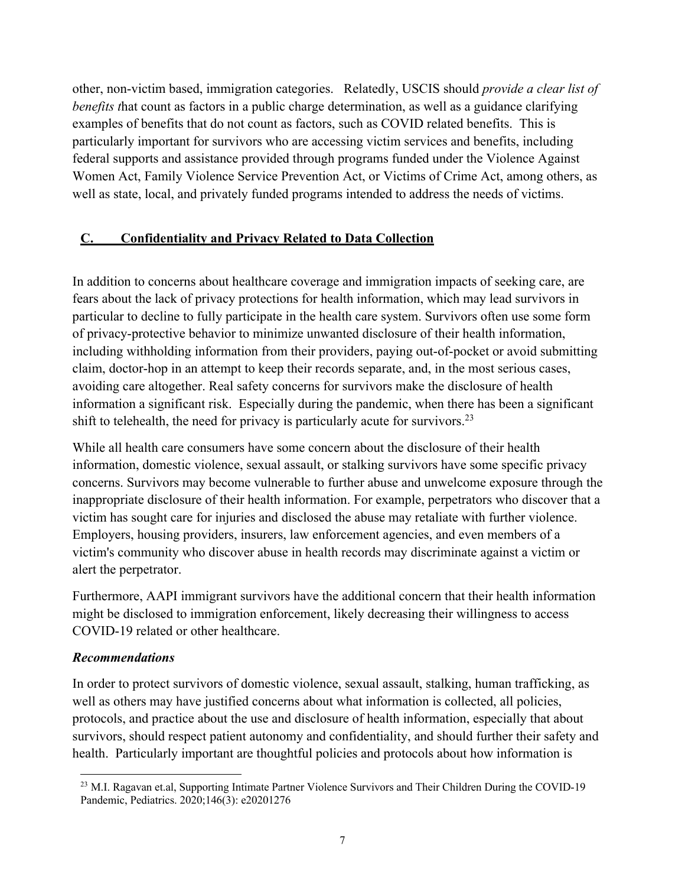other, non-victim based, immigration categories. Relatedly, USCIS should *provide a clear list of benefits t*hat count as factors in a public charge determination, as well as a guidance clarifying examples of benefits that do not count as factors, such as COVID related benefits. This is particularly important for survivors who are accessing victim services and benefits, including federal supports and assistance provided through programs funded under the Violence Against Women Act, Family Violence Service Prevention Act, or Victims of Crime Act, among others, as well as state, local, and privately funded programs intended to address the needs of victims.

## C. Confidentiality and Privacy Related to Data Collection

In addition to concerns about healthcare coverage and immigration impacts of seeking care, are fears about the lack of privacy protections for health information, which may lead survivors in particular to decline to fully participate in the health care system. Survivors often use some form of privacy-protective behavior to minimize unwanted disclosure of their health information, including withholding information from their providers, paying out-of-pocket or avoid submitting claim, doctor-hop in an attempt to keep their records separate, and, in the most serious cases, avoiding care altogether. Real safety concerns for survivors make the disclosure of health information a significant risk. Especially during the pandemic, when there has been a significant shift to telehealth, the need for privacy is particularly acute for survivors.[23]

While all health care consumers have some concern about the disclosure of their health information, domestic violence, sexual assault, or stalking survivors have some specific privacy concerns. Survivors may become vulnerable to further abuse and unwelcome exposure through the inappropriate disclosure of their health information. For example, perpetrators who discover that a victim has sought care for injuries and disclosed the abuse may retaliate with further violence. Employers, housing providers, insurers, law enforcement agencies, and even members of a victim's community who discover abuse in health records may discriminate against a victim or alert the perpetrator.

Furthermore, AAPI immigrant survivors have the additional concern that their health information might be disclosed to immigration enforcement, likely decreasing their willingness to access COVID-19 related or other healthcare.

### *Recommendations*

In order to protect survivors of domestic violence, sexual assault, stalking, human trafficking, as well as others may have justified concerns about what information is collected, all policies, protocols, and practice about the use and disclosure of health information, especially that about survivors, should respect patient autonomy and confidentiality, and should further their safety and health. Particularly important are thoughtful policies and protocols about how information is

[23] M.I. Ragavan et.al, Supporting Intimate Partner Violence Survivors and Their Children During the COVID-19 Pandemic, Pediatrics. 2020;146(3): e20201276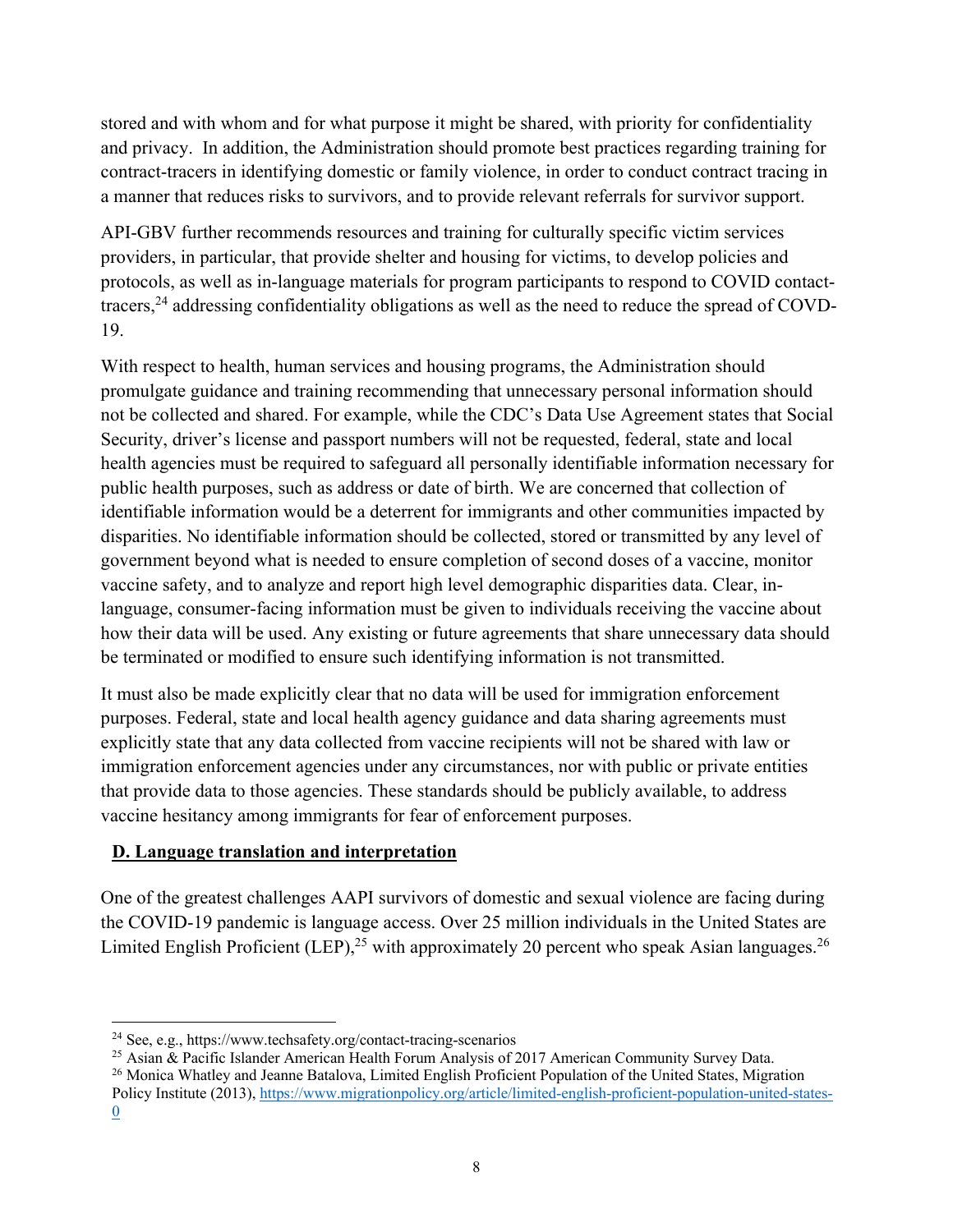stored and with whom and for what purpose it might be shared, with priority for confidentiality and privacy. In addition, the Administration should promote best practices regarding training for contract-tracers in identifying domestic or family violence, in order to conduct contract tracing in a manner that reduces risks to survivors, and to provide relevant referrals for survivor support.

API-GBV further recommends resources and training for culturally specific victim services providers, in particular, that provide shelter and housing for victims, to develop policies and protocols, as well as in-language materials for program participants to respond to COVID contact-tracers,[24] addressing confidentiality obligations as well as the need to reduce the spread of COVD-19.

With respect to health, human services and housing programs, the Administration should promulgate guidance and training recommending that unnecessary personal information should not be collected and shared. For example, while the CDC's Data Use Agreement states that Social Security, driver's license and passport numbers will not be requested, federal, state and local health agencies must be required to safeguard all personally identifiable information necessary for public health purposes, such as address or date of birth. We are concerned that collection of identifiable information would be a deterrent for immigrants and other communities impacted by disparities. No identifiable information should be collected, stored or transmitted by any level of government beyond what is needed to ensure completion of second doses of a vaccine, monitor vaccine safety, and to analyze and report high level demographic disparities data. Clear, in-language, consumer-facing information must be given to individuals receiving the vaccine about how their data will be used. Any existing or future agreements that share unnecessary data should be terminated or modified to ensure such identifying information is not transmitted.

It must also be made explicitly clear that no data will be used for immigration enforcement purposes. Federal, state and local health agency guidance and data sharing agreements must explicitly state that any data collected from vaccine recipients will not be shared with law or immigration enforcement agencies under any circumstances, nor with public or private entities that provide data to those agencies. These standards should be publicly available, to address vaccine hesitancy among immigrants for fear of enforcement purposes.

## D. Language translation and interpretation

One of the greatest challenges AAPI survivors of domestic and sexual violence are facing during the COVID-19 pandemic is language access. Over 25 million individuals in the United States are Limited English Proficient (LEP),[25] with approximately 20 percent who speak Asian languages.[26]

---

[24] See, e.g., https://www.techsafety.org/contact-tracing-scenarios

[25] Asian & Pacific Islander American Health Forum Analysis of 2017 American Community Survey Data.

[26] Monica Whatley and Jeanne Batalova, Limited English Proficient Population of the United States, Migration Policy Institute (2013), https://www.migrationpolicy.org/article/limited-english-proficient-population-united-states-0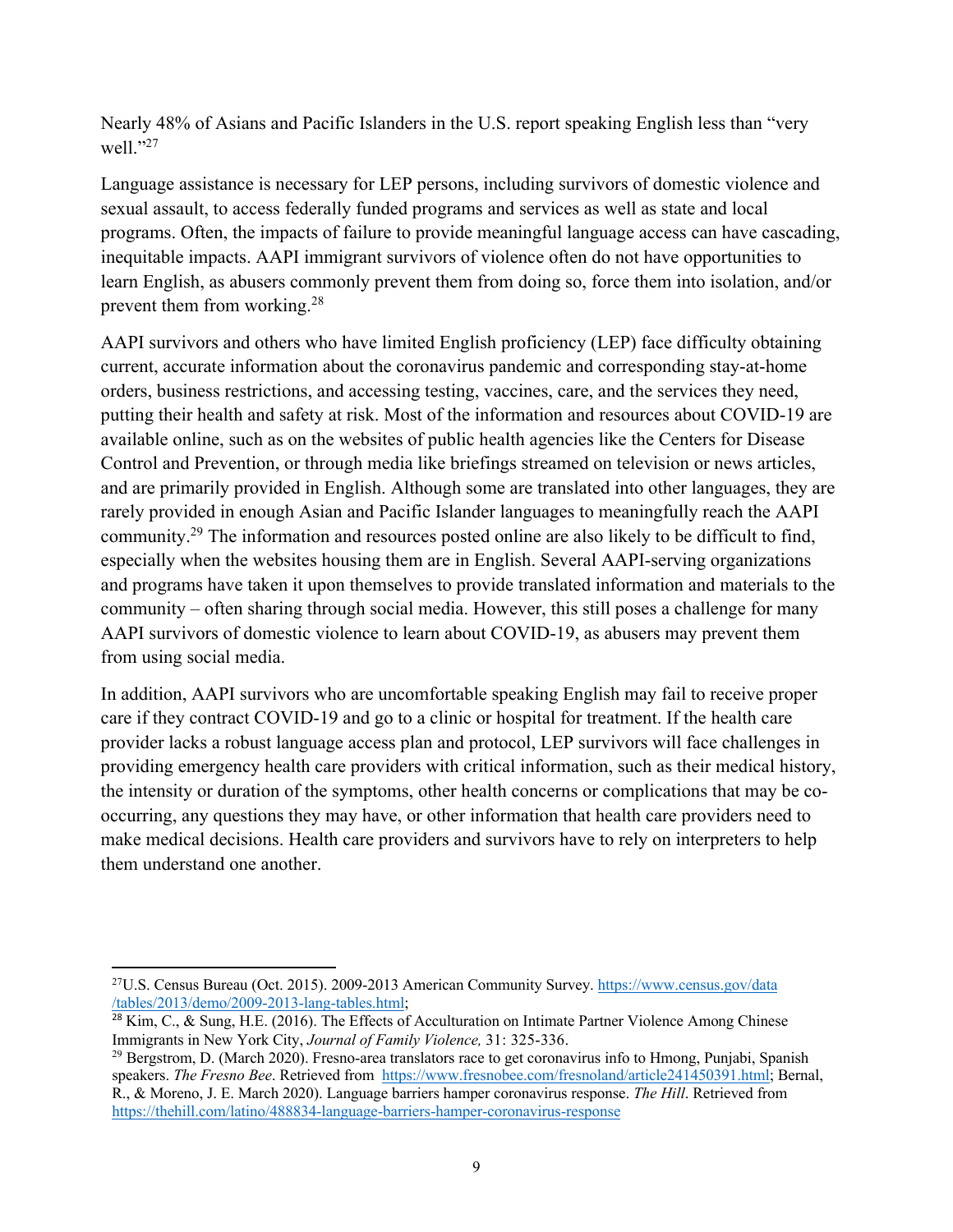Nearly 48% of Asians and Pacific Islanders in the U.S. report speaking English less than "very well."[27]

Language assistance is necessary for LEP persons, including survivors of domestic violence and sexual assault, to access federally funded programs and services as well as state and local programs. Often, the impacts of failure to provide meaningful language access can have cascading, inequitable impacts. AAPI immigrant survivors of violence often do not have opportunities to learn English, as abusers commonly prevent them from doing so, force them into isolation, and/or prevent them from working.[28]

AAPI survivors and others who have limited English proficiency (LEP) face difficulty obtaining current, accurate information about the coronavirus pandemic and corresponding stay-at-home orders, business restrictions, and accessing testing, vaccines, care, and the services they need, putting their health and safety at risk. Most of the information and resources about COVID-19 are available online, such as on the websites of public health agencies like the Centers for Disease Control and Prevention, or through media like briefings streamed on television or news articles, and are primarily provided in English. Although some are translated into other languages, they are rarely provided in enough Asian and Pacific Islander languages to meaningfully reach the AAPI community.[29] The information and resources posted online are also likely to be difficult to find, especially when the websites housing them are in English. Several AAPI-serving organizations and programs have taken it upon themselves to provide translated information and materials to the community – often sharing through social media. However, this still poses a challenge for many AAPI survivors of domestic violence to learn about COVID-19, as abusers may prevent them from using social media.

In addition, AAPI survivors who are uncomfortable speaking English may fail to receive proper care if they contract COVID-19 and go to a clinic or hospital for treatment. If the health care provider lacks a robust language access plan and protocol, LEP survivors will face challenges in providing emergency health care providers with critical information, such as their medical history, the intensity or duration of the symptoms, other health concerns or complications that may be co-occurring, any questions they may have, or other information that health care providers need to make medical decisions. Health care providers and survivors have to rely on interpreters to help them understand one another.

---

[27] U.S. Census Bureau (Oct. 2015). 2009-2013 American Community Survey. https://www.census.gov/data/tables/2013/demo/2009-2013-lang-tables.html;

[28] Kim, C., & Sung, H.E. (2016). The Effects of Acculturation on Intimate Partner Violence Among Chinese Immigrants in New York City, *Journal of Family Violence,* 31: 325-336.

[29] Bergstrom, D. (March 2020). Fresno-area translators race to get coronavirus info to Hmong, Punjabi, Spanish speakers. *The Fresno Bee*. Retrieved from https://www.fresnobee.com/fresnoland/article241450391.html; Bernal, R., & Moreno, J. E. March 2020). Language barriers hamper coronavirus response. *The Hill*. Retrieved from https://thehill.com/latino/488834-language-barriers-hamper-coronavirus-response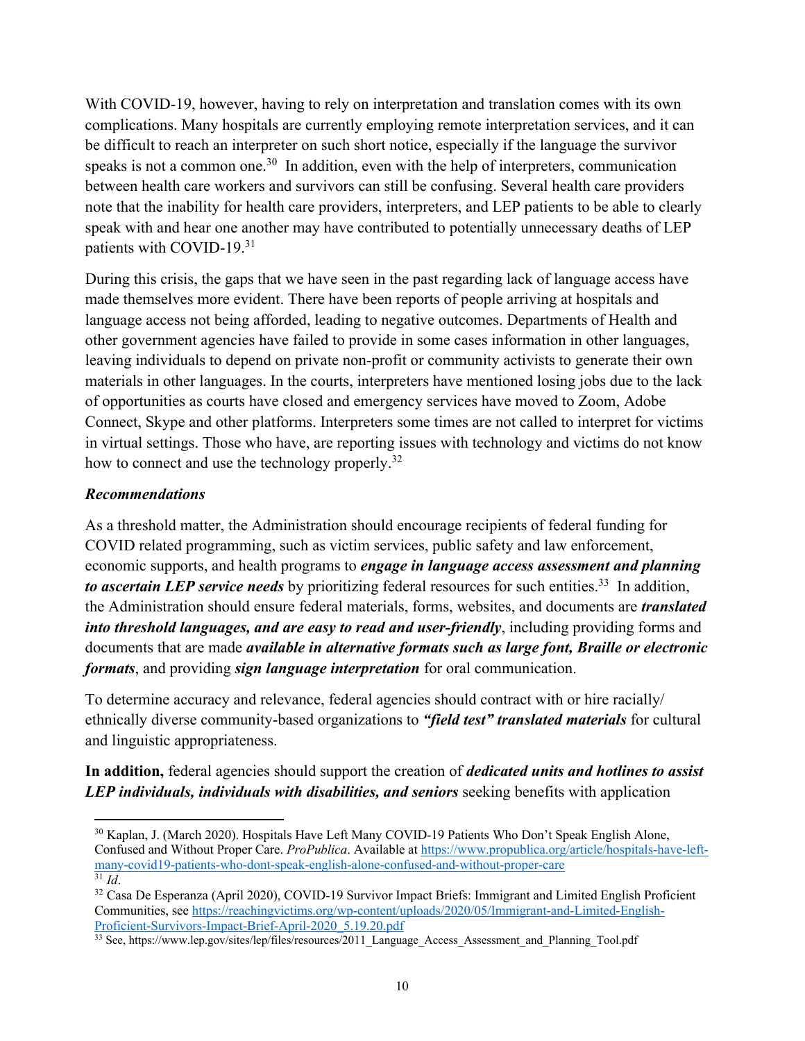With COVID-19, however, having to rely on interpretation and translation comes with its own complications. Many hospitals are currently employing remote interpretation services, and it can be difficult to reach an interpreter on such short notice, especially if the language the survivor speaks is not a common one.[30] In addition, even with the help of interpreters, communication between health care workers and survivors can still be confusing. Several health care providers note that the inability for health care providers, interpreters, and LEP patients to be able to clearly speak with and hear one another may have contributed to potentially unnecessary deaths of LEP patients with COVID-19.[31]

During this crisis, the gaps that we have seen in the past regarding lack of language access have made themselves more evident. There have been reports of people arriving at hospitals and language access not being afforded, leading to negative outcomes. Departments of Health and other government agencies have failed to provide in some cases information in other languages, leaving individuals to depend on private non-profit or community activists to generate their own materials in other languages. In the courts, interpreters have mentioned losing jobs due to the lack of opportunities as courts have closed and emergency services have moved to Zoom, Adobe Connect, Skype and other platforms. Interpreters some times are not called to interpret for victims in virtual settings. Those who have, are reporting issues with technology and victims do not know how to connect and use the technology properly.[32]

***Recommendations***

As a threshold matter, the Administration should encourage recipients of federal funding for COVID related programming, such as victim services, public safety and law enforcement, economic supports, and health programs to ***engage in language access assessment and planning to ascertain LEP service needs*** by prioritizing federal resources for such entities.[33] In addition, the Administration should ensure federal materials, forms, websites, and documents are ***translated into threshold languages, and are easy to read and user-friendly***, including providing forms and documents that are made ***available in alternative formats such as large font, Braille or electronic formats***, and providing ***sign language interpretation*** for oral communication.

To determine accuracy and relevance, federal agencies should contract with or hire racially/ ethnically diverse community-based organizations to ***"field test" translated materials*** for cultural and linguistic appropriateness.

**In addition,** federal agencies should support the creation of ***dedicated units and hotlines to assist LEP individuals, individuals with disabilities, and seniors*** seeking benefits with application

---

[30] Kaplan, J. (March 2020). Hospitals Have Left Many COVID-19 Patients Who Don't Speak English Alone, Confused and Without Proper Care. *ProPublica*. Available at https://www.propublica.org/article/hospitals-have-left-many-covid19-patients-who-dont-speak-english-alone-confused-and-without-proper-care

[31] *Id*.

[32] Casa De Esperanza (April 2020), COVID-19 Survivor Impact Briefs: Immigrant and Limited English Proficient Communities, see https://reachingvictims.org/wp-content/uploads/2020/05/Immigrant-and-Limited-English-Proficient-Survivors-Impact-Brief-April-2020_5.19.20.pdf

[33] See, https://www.lep.gov/sites/lep/files/resources/2011_Language_Access_Assessment_and_Planning_Tool.pdf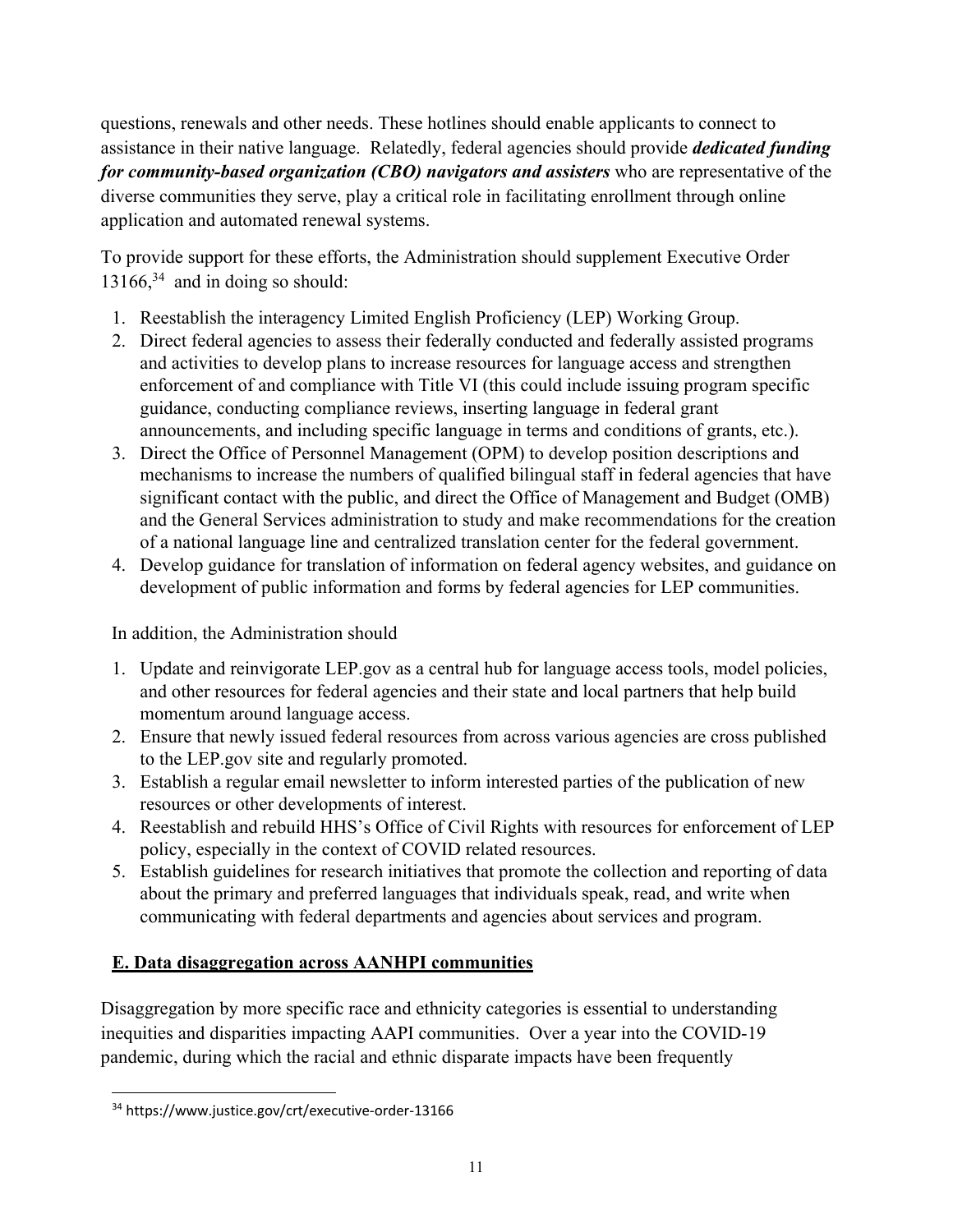questions, renewals and other needs. These hotlines should enable applicants to connect to assistance in their native language. Relatedly, federal agencies should provide ***dedicated funding for community-based organization (CBO) navigators and assisters*** who are representative of the diverse communities they serve, play a critical role in facilitating enrollment through online application and automated renewal systems.

To provide support for these efforts, the Administration should supplement Executive Order 13166,[34] and in doing so should:

1. Reestablish the interagency Limited English Proficiency (LEP) Working Group.
2. Direct federal agencies to assess their federally conducted and federally assisted programs and activities to develop plans to increase resources for language access and strengthen enforcement of and compliance with Title VI (this could include issuing program specific guidance, conducting compliance reviews, inserting language in federal grant announcements, and including specific language in terms and conditions of grants, etc.).
3. Direct the Office of Personnel Management (OPM) to develop position descriptions and mechanisms to increase the numbers of qualified bilingual staff in federal agencies that have significant contact with the public, and direct the Office of Management and Budget (OMB) and the General Services administration to study and make recommendations for the creation of a national language line and centralized translation center for the federal government.
4. Develop guidance for translation of information on federal agency websites, and guidance on development of public information and forms by federal agencies for LEP communities.

In addition, the Administration should

1. Update and reinvigorate LEP.gov as a central hub for language access tools, model policies, and other resources for federal agencies and their state and local partners that help build momentum around language access.
2. Ensure that newly issued federal resources from across various agencies are cross published to the LEP.gov site and regularly promoted.
3. Establish a regular email newsletter to inform interested parties of the publication of new resources or other developments of interest.
4. Reestablish and rebuild HHS's Office of Civil Rights with resources for enforcement of LEP policy, especially in the context of COVID related resources.
5. Establish guidelines for research initiatives that promote the collection and reporting of data about the primary and preferred languages that individuals speak, read, and write when communicating with federal departments and agencies about services and program.

## E. Data disaggregation across AANHPI communities

Disaggregation by more specific race and ethnicity categories is essential to understanding inequities and disparities impacting AAPI communities. Over a year into the COVID-19 pandemic, during which the racial and ethnic disparate impacts have been frequently

[34] https://www.justice.gov/crt/executive-order-13166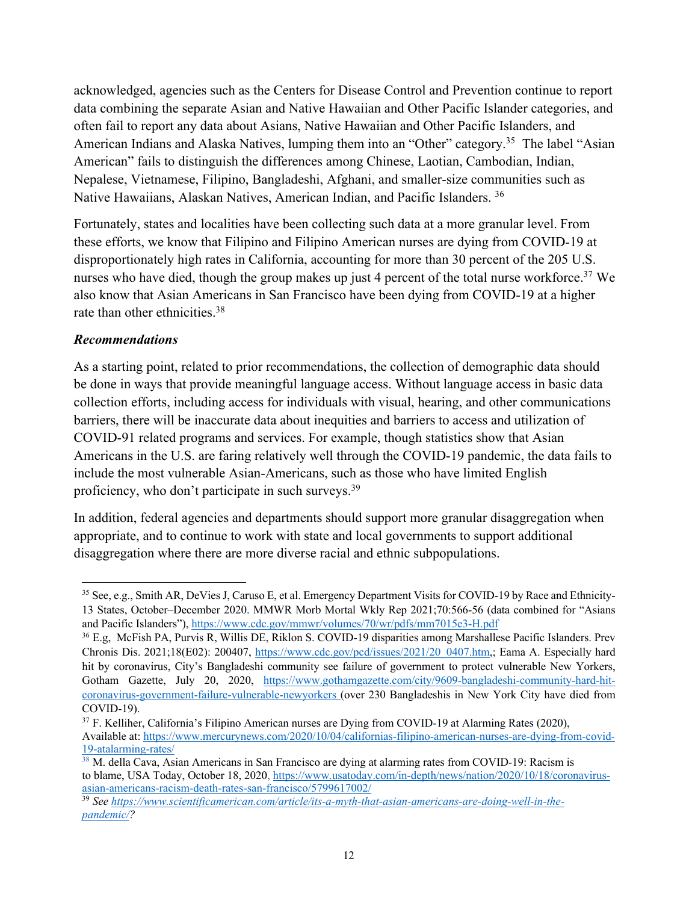acknowledged, agencies such as the Centers for Disease Control and Prevention continue to report data combining the separate Asian and Native Hawaiian and Other Pacific Islander categories, and often fail to report any data about Asians, Native Hawaiian and Other Pacific Islanders, and American Indians and Alaska Natives, lumping them into an "Other" category.[35] The label "Asian American" fails to distinguish the differences among Chinese, Laotian, Cambodian, Indian, Nepalese, Vietnamese, Filipino, Bangladeshi, Afghani, and smaller-size communities such as Native Hawaiians, Alaskan Natives, American Indian, and Pacific Islanders. [36]

Fortunately, states and localities have been collecting such data at a more granular level. From these efforts, we know that Filipino and Filipino American nurses are dying from COVID-19 at disproportionately high rates in California, accounting for more than 30 percent of the 205 U.S. nurses who have died, though the group makes up just 4 percent of the total nurse workforce.[37] We also know that Asian Americans in San Francisco have been dying from COVID-19 at a higher rate than other ethnicities.[38]

***Recommendations***

As a starting point, related to prior recommendations, the collection of demographic data should be done in ways that provide meaningful language access. Without language access in basic data collection efforts, including access for individuals with visual, hearing, and other communications barriers, there will be inaccurate data about inequities and barriers to access and utilization of COVID-91 related programs and services. For example, though statistics show that Asian Americans in the U.S. are faring relatively well through the COVID-19 pandemic, the data fails to include the most vulnerable Asian-Americans, such as those who have limited English proficiency, who don't participate in such surveys.[39]

In addition, federal agencies and departments should support more granular disaggregation when appropriate, and to continue to work with state and local governments to support additional disaggregation where there are more diverse racial and ethnic subpopulations.

---

[35] See, e.g., Smith AR, DeVies J, Caruso E, et al. Emergency Department Visits for COVID-19 by Race and Ethnicity-13 States, October–December 2020. MMWR Morb Mortal Wkly Rep 2021;70:566-56 (data combined for "Asians and Pacific Islanders"), https://www.cdc.gov/mmwr/volumes/70/wr/pdfs/mm7015e3-H.pdf

[36] E.g, McFish PA, Purvis R, Willis DE, Riklon S. COVID-19 disparities among Marshallese Pacific Islanders. Prev Chronis Dis. 2021;18(E02): 200407, https://www.cdc.gov/pcd/issues/2021/20_0407.htm,; Eama A. Especially hard hit by coronavirus, City's Bangladeshi community see failure of government to protect vulnerable New Yorkers, Gotham Gazette, July 20, 2020, https://www.gothamgazette.com/city/9609-bangladeshi-community-hard-hit-coronavirus-government-failure-vulnerable-newyorkers (over 230 Bangladeshis in New York City have died from COVID-19).

[37] F. Kelliher, California's Filipino American nurses are Dying from COVID-19 at Alarming Rates (2020), Available at: https://www.mercurynews.com/2020/10/04/californias-filipino-american-nurses-are-dying-from-covid-19-atalarming-rates/

[38] M. della Cava, Asian Americans in San Francisco are dying at alarming rates from COVID-19: Racism is to blame, USA Today, October 18, 2020, https://www.usatoday.com/in-depth/news/nation/2020/10/18/coronavirus-asian-americans-racism-death-rates-san-francisco/5799617002/

[39] *See https://www.scientificamerican.com/article/its-a-myth-that-asian-americans-are-doing-well-in-the-pandemic/?*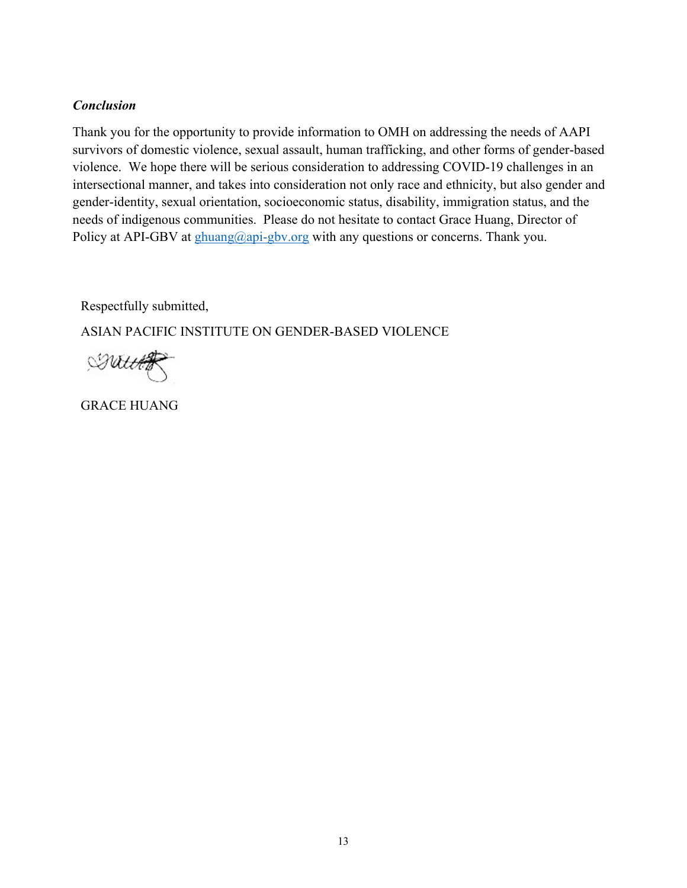***Conclusion***

Thank you for the opportunity to provide information to OMH on addressing the needs of AAPI survivors of domestic violence, sexual assault, human trafficking, and other forms of gender-based violence. We hope there will be serious consideration to addressing COVID-19 challenges in an intersectional manner, and takes into consideration not only race and ethnicity, but also gender and gender-identity, sexual orientation, socioeconomic status, disability, immigration status, and the needs of indigenous communities. Please do not hesitate to contact Grace Huang, Director of Policy at API-GBV at ghuang@api-gbv.org with any questions or concerns. Thank you.

Respectfully submitted,

ASIAN PACIFIC INSTITUTE ON GENDER-BASED VIOLENCE

GRACE HUANG